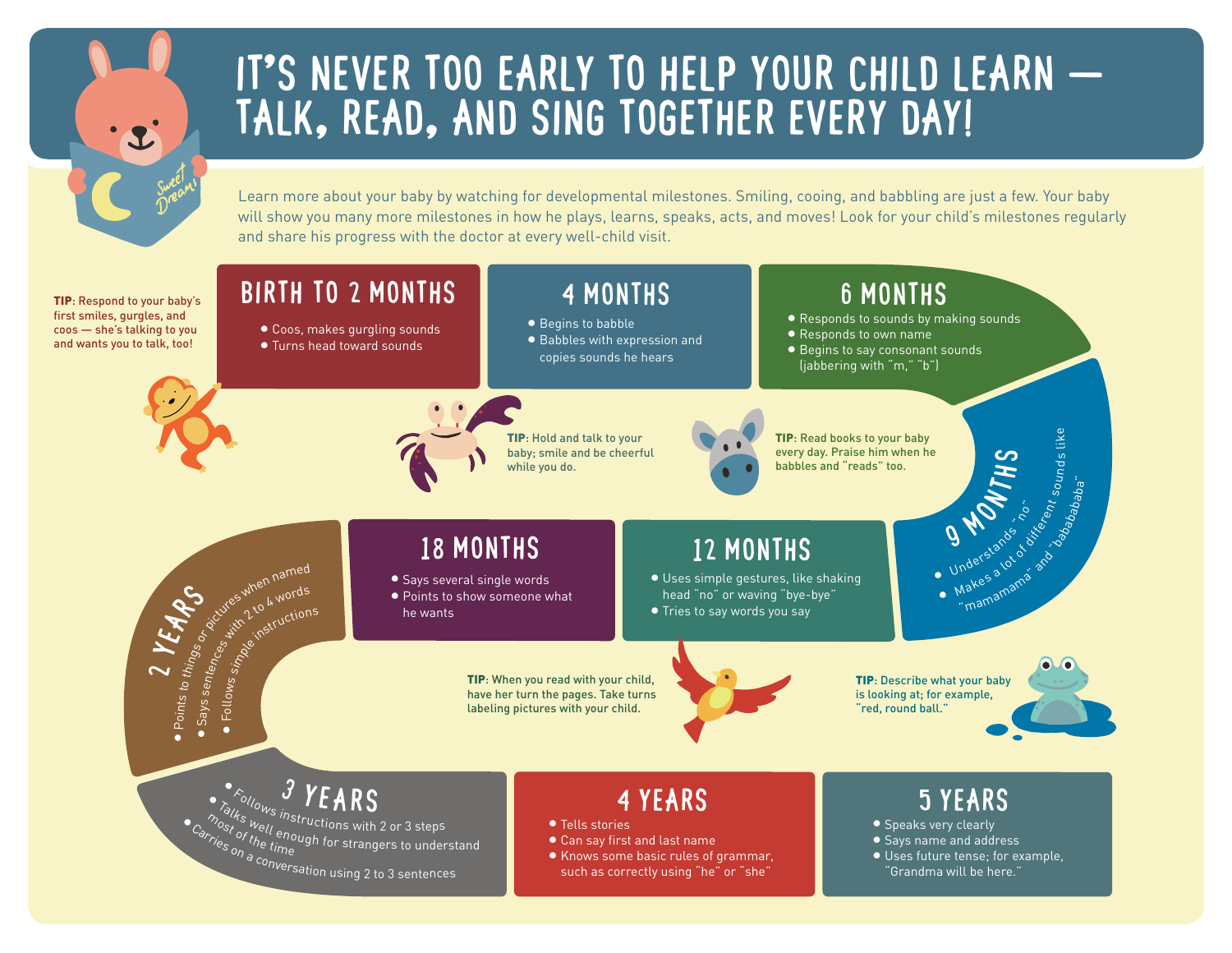# IT'S NEVER TOO EARLY TO HELP YOUR CHILD LEARN — TALK, READ, AND SING TOGETHER EVERY DAY!

Learn more about your baby by watching for developmental milestones. Smiling, cooing, and babbling are just a few. Your baby will show you many more milestones in how he plays, learns, speaks, acts, and moves! Look for your child's milestones regularly and share his progress with the doctor at every well-child visit.

**TIP**: Respond to your baby's first smiles, gurgles, and coos — she's talking to you and wants you to talk, too!

## BIRTH TO 2 MONTHS

- Coos, makes gurgling sounds
- Turns head toward sounds

## 4 MONTHS

- Begins to babble
- Babbles with expression and copies sounds he hears

**TIP**: Hold and talk to your baby; smile and be cheerful while you do.

## 6 MONTHS

- Responds to sounds by making sounds
- Responds to own name
- Begins to say consonant sounds (jabbering with "m," "b")

**TIP**: Read books to your baby every day. Praise him when he babbles and "reads" too.

## 9 MONTHS

- Understands "no"
- Makes a lot of different sounds like "mamamama" and "bababababa"

**TIP**: Describe what your baby is looking at; for example, "red, round ball."

## 12 MONTHS

- Uses simple gestures, like shaking head "no" or waving "bye-bye"
- Tries to say words you say

## 18 MONTHS

- Says several single words
- Points to show someone what he wants

**TIP**: When you read with your child, have her turn the pages. Take turns labeling pictures with your child.

## 2 YEARS

- Points to things or pictures when named
- Says sentences with 2 to 4 words
- Follows simple instructions

## 3 YEARS

- Follows instructions with 2 or 3 steps
- Talks well enough for strangers to understand most of the time
- Carries on a conversation using 2 to 3 sentences

## 4 YEARS

- Tells stories
- Can say first and last name
- Knows some basic rules of grammar, such as correctly using "he" or "she"

## 5 YEARS

- Speaks very clearly
- Says name and address
- Uses future tense; for example, "Grandma will be here."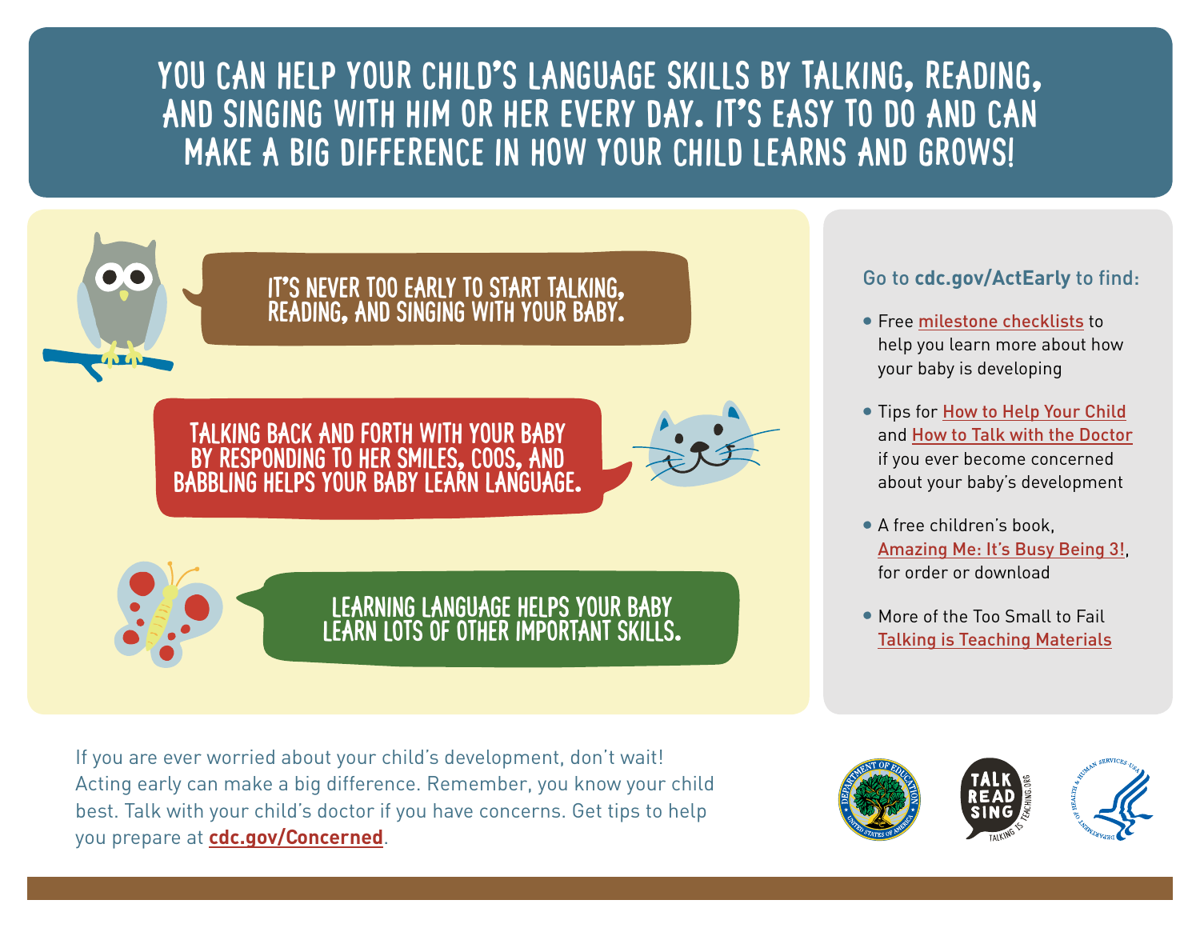# YOU CAN HELP YOUR CHILD'S LANGUAGE SKILLS BY TALKING, READING, AND SINGING WITH HIM OR HER EVERY DAY. IT'S EASY TO DO AND CAN MAKE A BIG DIFFERENCE IN HOW YOUR CHILD LEARNS AND GROWS!

IT'S NEVER TOO EARLY TO START TALKING, READING, AND SINGING WITH YOUR BABY.

TALKING BACK AND FORTH WITH YOUR BABY BY RESPONDING TO HER SMILES, COOS, AND BABBLING HELPS YOUR BABY LEARN LANGUAGE.

LEARNING LANGUAGE HELPS YOUR BABY LEARN LOTS OF OTHER IMPORTANT SKILLS.

Go to **cdc.gov/ActEarly** to find:

- Free milestone checklists to help you learn more about how your baby is developing
- Tips for How to Help Your Child and How to Talk with the Doctor if you ever become concerned about your baby's development
- A free children's book, Amazing Me: It's Busy Being 3!, for order or download
- More of the Too Small to Fail Talking is Teaching Materials

If you are ever worried about your child's development, don't wait! Acting early can make a big difference. Remember, you know your child best. Talk with your child's doctor if you have concerns. Get tips to help you prepare at **cdc.gov/Concerned**.

TALK READ SING

TALKING IS TEACHING.ORG